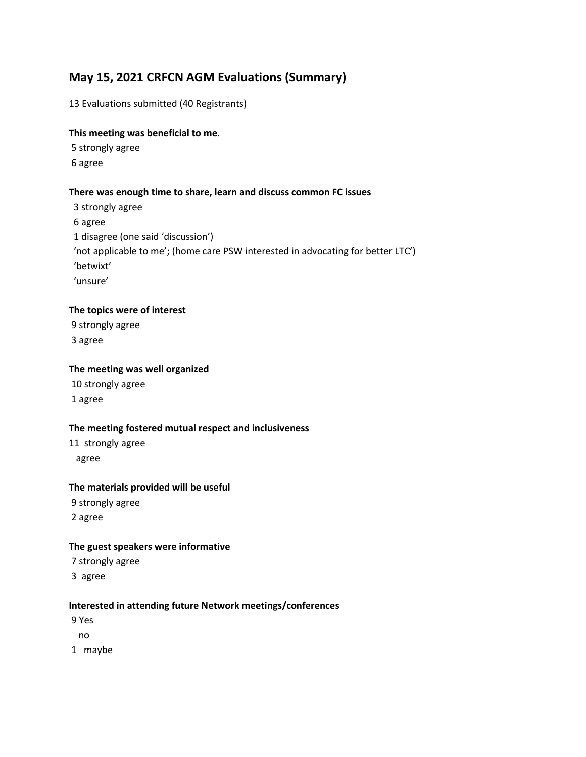## May 15, 2021 CRFCN AGM Evaluations (Summary)

13 Evaluations submitted (40 Registrants)

**This meeting was beneficial to me.**

5 strongly agree
6 agree

**There was enough time to share, learn and discuss common FC issues**

3 strongly agree
6 agree
1 disagree (one said 'discussion')
'not applicable to me'; (home care PSW interested in advocating for better LTC')
'betwixt'
'unsure'

**The topics were of interest**

9 strongly agree
3 agree

**The meeting was well organized**

10 strongly agree
1 agree

**The meeting fostered mutual respect and inclusiveness**

11 strongly agree
agree

**The materials provided will be useful**

9 strongly agree
2 agree

**The guest speakers were informative**

7 strongly agree
3 agree

**Interested in attending future Network meetings/conferences**

9 Yes
no
1 maybe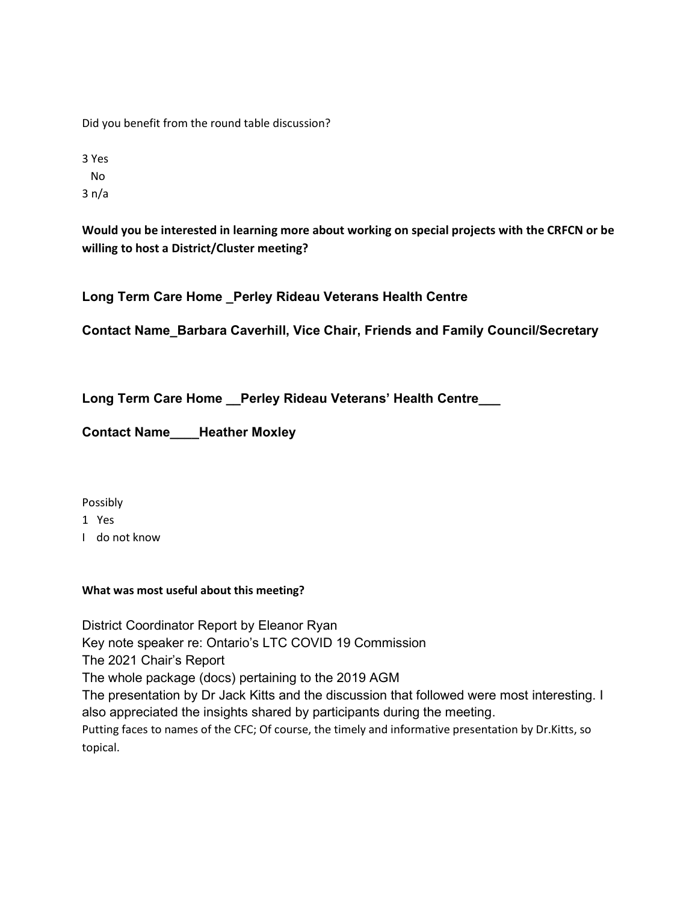Did you benefit from the round table discussion?

3 Yes
No
3 n/a

**Would you be interested in learning more about working on special projects with the CRFCN or be willing to host a District/Cluster meeting?**

**Long Term Care Home _Perley Rideau Veterans Health Centre**

**Contact Name_Barbara Caverhill, Vice Chair, Friends and Family Council/Secretary**

**Long Term Care Home __Perley Rideau Veterans' Health Centre___**

**Contact Name____Heather Moxley**

Possibly
1 Yes
I do not know

**What was most useful about this meeting?**

District Coordinator Report by Eleanor Ryan
Key note speaker re: Ontario's LTC COVID 19 Commission
The 2021 Chair's Report
The whole package (docs) pertaining to the 2019 AGM
The presentation by Dr Jack Kitts and the discussion that followed were most interesting. I also appreciated the insights shared by participants during the meeting.
Putting faces to names of the CFC; Of course, the timely and informative presentation by Dr.Kitts, so topical.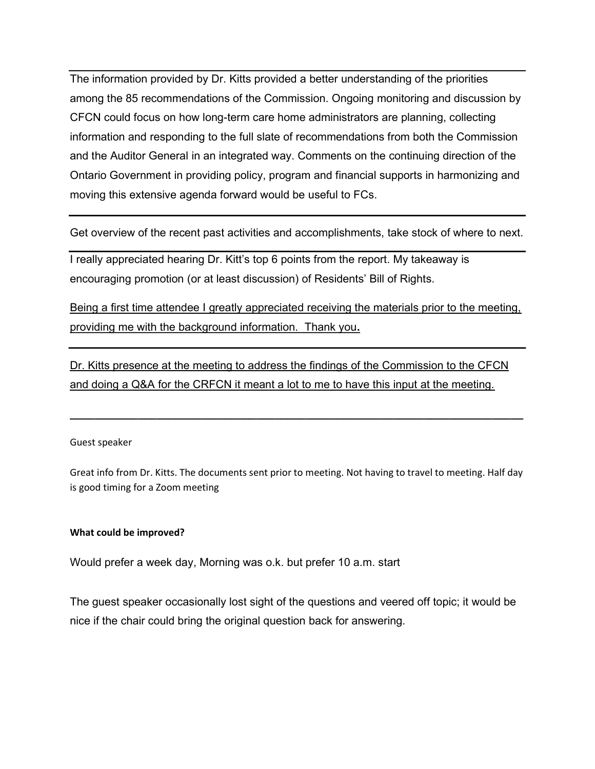The information provided by Dr. Kitts provided a better understanding of the priorities among the 85 recommendations of the Commission. Ongoing monitoring and discussion by CFCN could focus on how long-term care home administrators are planning, collecting information and responding to the full slate of recommendations from both the Commission and the Auditor General in an integrated way. Comments on the continuing direction of the Ontario Government in providing policy, program and financial supports in harmonizing and moving this extensive agenda forward would be useful to FCs.

---

Get overview of the recent past activities and accomplishments, take stock of where to next.

---

I really appreciated hearing Dr. Kitt's top 6 points from the report. My takeaway is encouraging promotion (or at least discussion) of Residents' Bill of Rights.

Being a first time attendee I greatly appreciated receiving the materials prior to the meeting, providing me with the background information. Thank you.

---

Dr. Kitts presence at the meeting to address the findings of the Commission to the CFCN and doing a Q&A for the CRFCN it meant a lot to me to have this input at the meeting.

---

Guest speaker

Great info from Dr. Kitts. The documents sent prior to meeting. Not having to travel to meeting. Half day is good timing for a Zoom meeting

**What could be improved?**

Would prefer a week day, Morning was o.k. but prefer 10 a.m. start

The guest speaker occasionally lost sight of the questions and veered off topic; it would be nice if the chair could bring the original question back for answering.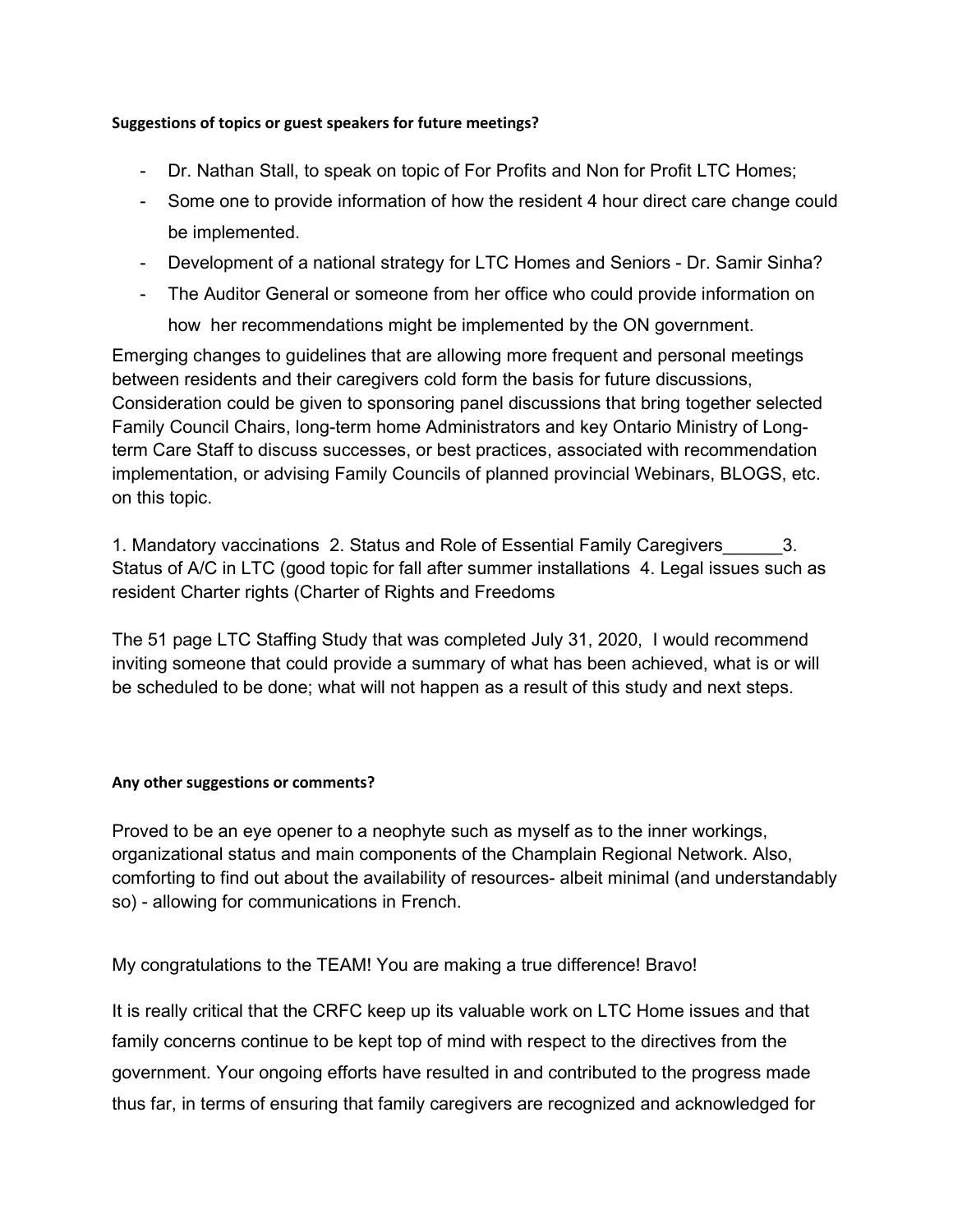**Suggestions of topics or guest speakers for future meetings?**

- Dr. Nathan Stall, to speak on topic of For Profits and Non for Profit LTC Homes;
- Some one to provide information of how the resident 4 hour direct care change could be implemented.
- Development of a national strategy for LTC Homes and Seniors - Dr. Samir Sinha?
- The Auditor General or someone from her office who could provide information on how her recommendations might be implemented by the ON government.

Emerging changes to guidelines that are allowing more frequent and personal meetings between residents and their caregivers cold form the basis for future discussions, Consideration could be given to sponsoring panel discussions that bring together selected Family Council Chairs, long-term home Administrators and key Ontario Ministry of Long-term Care Staff to discuss successes, or best practices, associated with recommendation implementation, or advising Family Councils of planned provincial Webinars, BLOGS, etc. on this topic.

1. Mandatory vaccinations 2. Status and Role of Essential Family Caregivers______3. Status of A/C in LTC (good topic for fall after summer installations 4. Legal issues such as resident Charter rights (Charter of Rights and Freedoms

The 51 page LTC Staffing Study that was completed July 31, 2020, I would recommend inviting someone that could provide a summary of what has been achieved, what is or will be scheduled to be done; what will not happen as a result of this study and next steps.

**Any other suggestions or comments?**

Proved to be an eye opener to a neophyte such as myself as to the inner workings, organizational status and main components of the Champlain Regional Network. Also, comforting to find out about the availability of resources- albeit minimal (and understandably so) - allowing for communications in French.

My congratulations to the TEAM! You are making a true difference! Bravo!

It is really critical that the CRFC keep up its valuable work on LTC Home issues and that family concerns continue to be kept top of mind with respect to the directives from the government. Your ongoing efforts have resulted in and contributed to the progress made thus far, in terms of ensuring that family caregivers are recognized and acknowledged for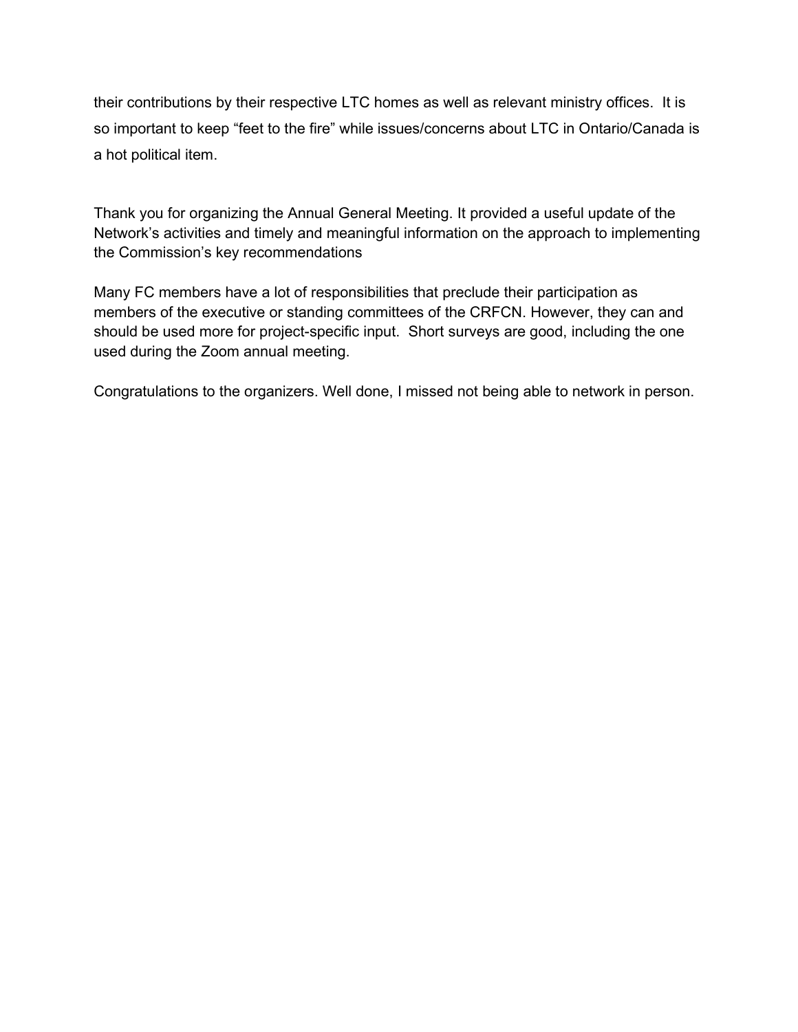their contributions by their respective LTC homes as well as relevant ministry offices. It is so important to keep "feet to the fire" while issues/concerns about LTC in Ontario/Canada is a hot political item.

Thank you for organizing the Annual General Meeting. It provided a useful update of the Network's activities and timely and meaningful information on the approach to implementing the Commission's key recommendations

Many FC members have a lot of responsibilities that preclude their participation as members of the executive or standing committees of the CRFCN. However, they can and should be used more for project-specific input. Short surveys are good, including the one used during the Zoom annual meeting.

Congratulations to the organizers. Well done, I missed not being able to network in person.